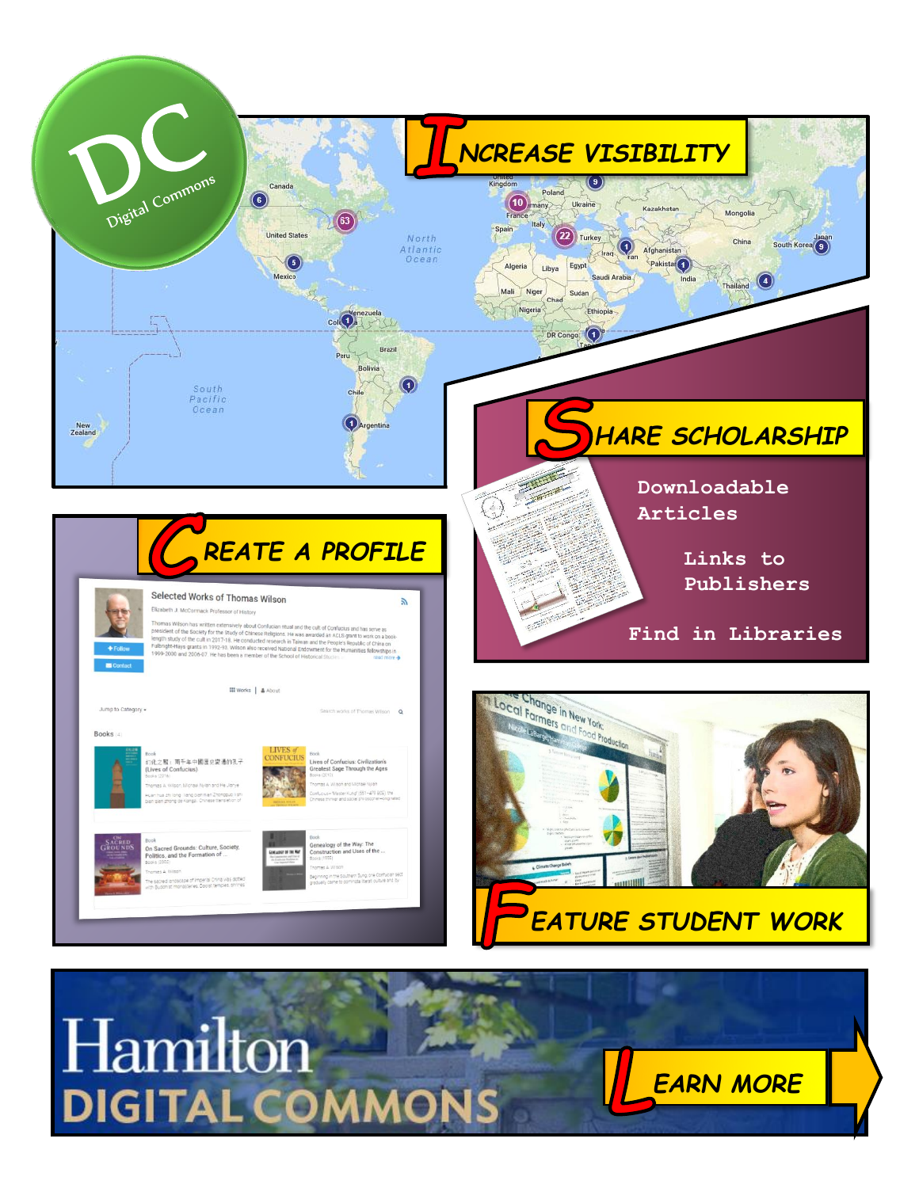# DC Digital Commons

## INCREASE VISIBILITY

## SHARE SCHOLARSHIP

Downloadable Articles

Links to Publishers

Find in Libraries

## CREATE A PROFILE

## FEATURE STUDENT WORK

## Hamilton DIGITAL COMMONS

## LEARN MORE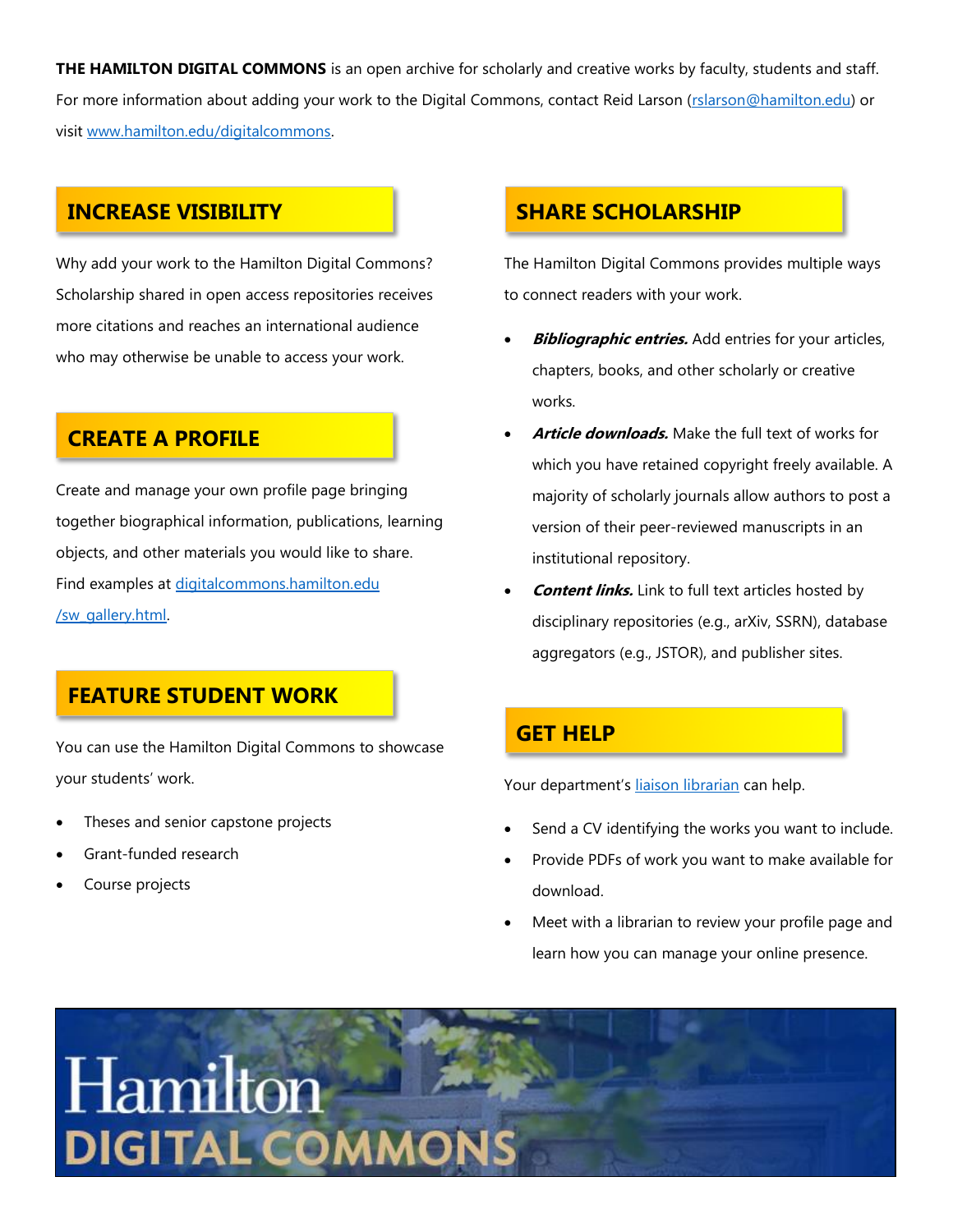**THE HAMILTON DIGITAL COMMONS** is an open archive for scholarly and creative works by faculty, students and staff. For more information about adding your work to the Digital Commons, contact Reid Larson (rslarson@hamilton.edu) or visit www.hamilton.edu/digitalcommons.

## INCREASE VISIBILITY

Why add your work to the Hamilton Digital Commons? Scholarship shared in open access repositories receives more citations and reaches an international audience who may otherwise be unable to access your work.

## CREATE A PROFILE

Create and manage your own profile page bringing together biographical information, publications, learning objects, and other materials you would like to share. Find examples at digitalcommons.hamilton.edu/sw_gallery.html.

## FEATURE STUDENT WORK

You can use the Hamilton Digital Commons to showcase your students' work.

- Theses and senior capstone projects
- Grant-funded research
- Course projects

## SHARE SCHOLARSHIP

The Hamilton Digital Commons provides multiple ways to connect readers with your work.

- ***Bibliographic entries.*** Add entries for your articles, chapters, books, and other scholarly or creative works.
- ***Article downloads.*** Make the full text of works for which you have retained copyright freely available. A majority of scholarly journals allow authors to post a version of their peer-reviewed manuscripts in an institutional repository.
- ***Content links.*** Link to full text articles hosted by disciplinary repositories (e.g., arXiv, SSRN), database aggregators (e.g., JSTOR), and publisher sites.

## GET HELP

Your department's liaison librarian can help.

- Send a CV identifying the works you want to include.
- Provide PDFs of work you want to make available for download.
- Meet with a librarian to review your profile page and learn how you can manage your online presence.

Hamilton
DIGITAL COMMONS